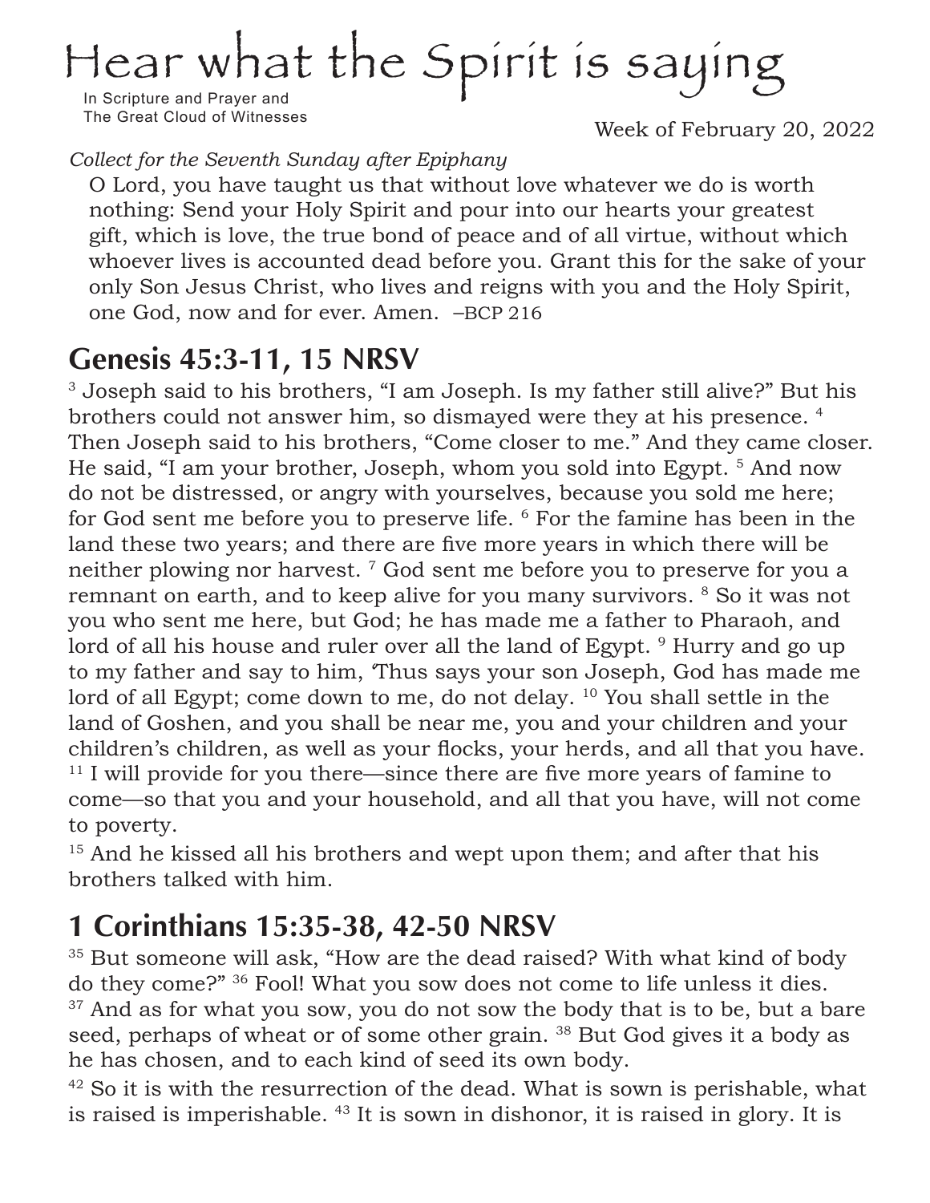# Hear what the Spirit is saying

In Scripture and Prayer and
The Great Cloud of Witnesses

Week of February 20, 2022

*Collect for the Seventh Sunday after Epiphany*

O Lord, you have taught us that without love whatever we do is worth nothing: Send your Holy Spirit and pour into our hearts your greatest gift, which is love, the true bond of peace and of all virtue, without which whoever lives is accounted dead before you. Grant this for the sake of your only Son Jesus Christ, who lives and reigns with you and the Holy Spirit, one God, now and for ever. Amen. –BCP 216

## Genesis 45:3-11, 15 NRSV

[3] Joseph said to his brothers, "I am Joseph. Is my father still alive?" But his brothers could not answer him, so dismayed were they at his presence. [4] Then Joseph said to his brothers, "Come closer to me." And they came closer. He said, "I am your brother, Joseph, whom you sold into Egypt. [5] And now do not be distressed, or angry with yourselves, because you sold me here; for God sent me before you to preserve life. [6] For the famine has been in the land these two years; and there are five more years in which there will be neither plowing nor harvest. [7] God sent me before you to preserve for you a remnant on earth, and to keep alive for you many survivors. [8] So it was not you who sent me here, but God; he has made me a father to Pharaoh, and lord of all his house and ruler over all the land of Egypt. [9] Hurry and go up to my father and say to him, 'Thus says your son Joseph, God has made me lord of all Egypt; come down to me, do not delay. [10] You shall settle in the land of Goshen, and you shall be near me, you and your children and your children's children, as well as your flocks, your herds, and all that you have. [11] I will provide for you there—since there are five more years of famine to come—so that you and your household, and all that you have, will not come to poverty.

[15] And he kissed all his brothers and wept upon them; and after that his brothers talked with him.

## 1 Corinthians 15:35-38, 42-50 NRSV

[35] But someone will ask, "How are the dead raised? With what kind of body do they come?" [36] Fool! What you sow does not come to life unless it dies. [37] And as for what you sow, you do not sow the body that is to be, but a bare seed, perhaps of wheat or of some other grain. [38] But God gives it a body as he has chosen, and to each kind of seed its own body.

[42] So it is with the resurrection of the dead. What is sown is perishable, what is raised is imperishable. [43] It is sown in dishonor, it is raised in glory. It is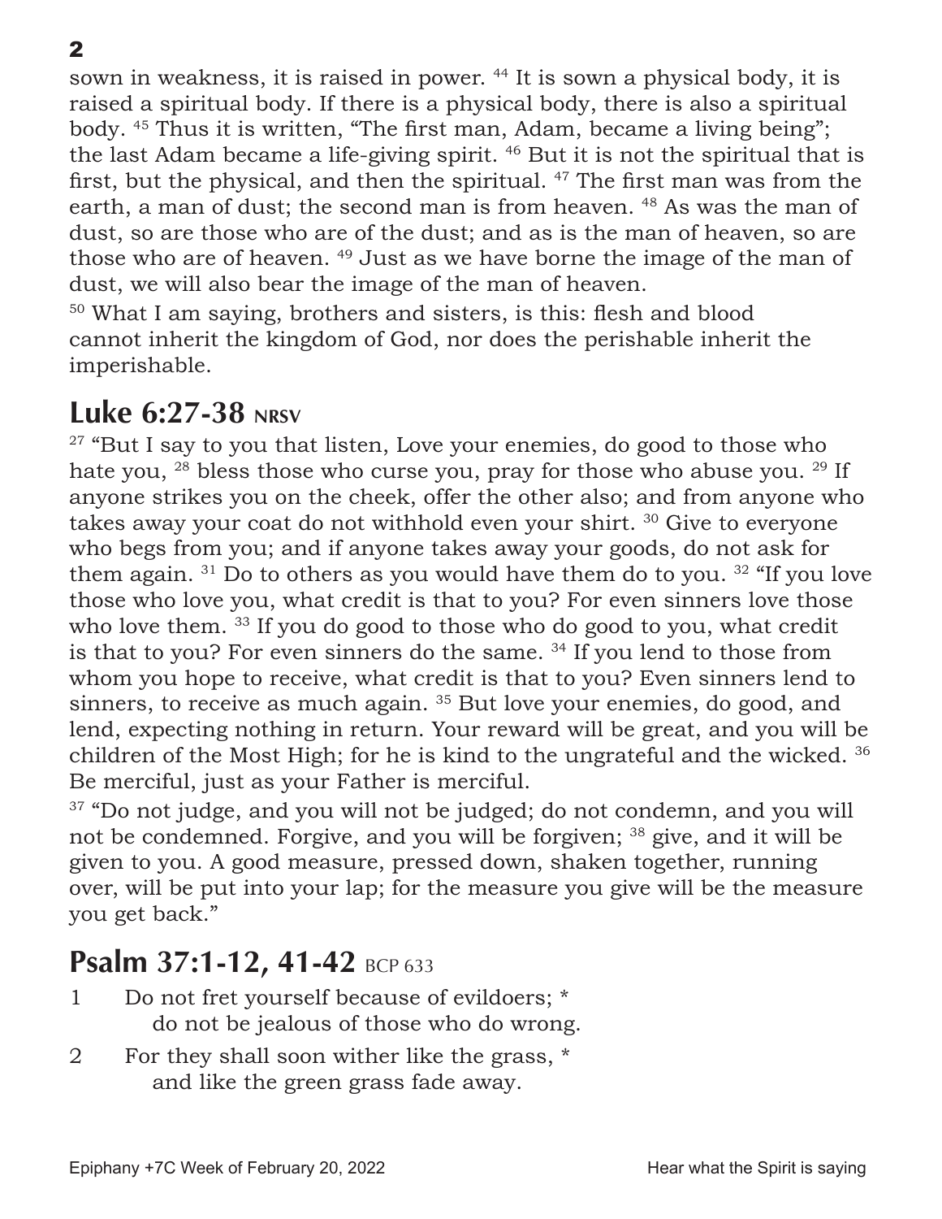sown in weakness, it is raised in power. [44] It is sown a physical body, it is raised a spiritual body. If there is a physical body, there is also a spiritual body. [45] Thus it is written, "The first man, Adam, became a living being"; the last Adam became a life-giving spirit. [46] But it is not the spiritual that is first, but the physical, and then the spiritual. [47] The first man was from the earth, a man of dust; the second man is from heaven. [48] As was the man of dust, so are those who are of the dust; and as is the man of heaven, so are those who are of heaven. [49] Just as we have borne the image of the man of dust, we will also bear the image of the man of heaven.

[50] What I am saying, brothers and sisters, is this: flesh and blood cannot inherit the kingdom of God, nor does the perishable inherit the imperishable.

## Luke 6:27-38 NRSV

[27] "But I say to you that listen, Love your enemies, do good to those who hate you, [28] bless those who curse you, pray for those who abuse you. [29] If anyone strikes you on the cheek, offer the other also; and from anyone who takes away your coat do not withhold even your shirt. [30] Give to everyone who begs from you; and if anyone takes away your goods, do not ask for them again. [31] Do to others as you would have them do to you. [32] "If you love those who love you, what credit is that to you? For even sinners love those who love them. [33] If you do good to those who do good to you, what credit is that to you? For even sinners do the same. [34] If you lend to those from whom you hope to receive, what credit is that to you? Even sinners lend to sinners, to receive as much again. [35] But love your enemies, do good, and lend, expecting nothing in return. Your reward will be great, and you will be children of the Most High; for he is kind to the ungrateful and the wicked. [36] Be merciful, just as your Father is merciful.

[37] "Do not judge, and you will not be judged; do not condemn, and you will not be condemned. Forgive, and you will be forgiven; [38] give, and it will be given to you. A good measure, pressed down, shaken together, running over, will be put into your lap; for the measure you give will be the measure you get back."

## Psalm 37:1-12, 41-42 BCP 633

1 Do not fret yourself because of evildoers; *
    do not be jealous of those who do wrong.

2 For they shall soon wither like the grass, *
    and like the green grass fade away.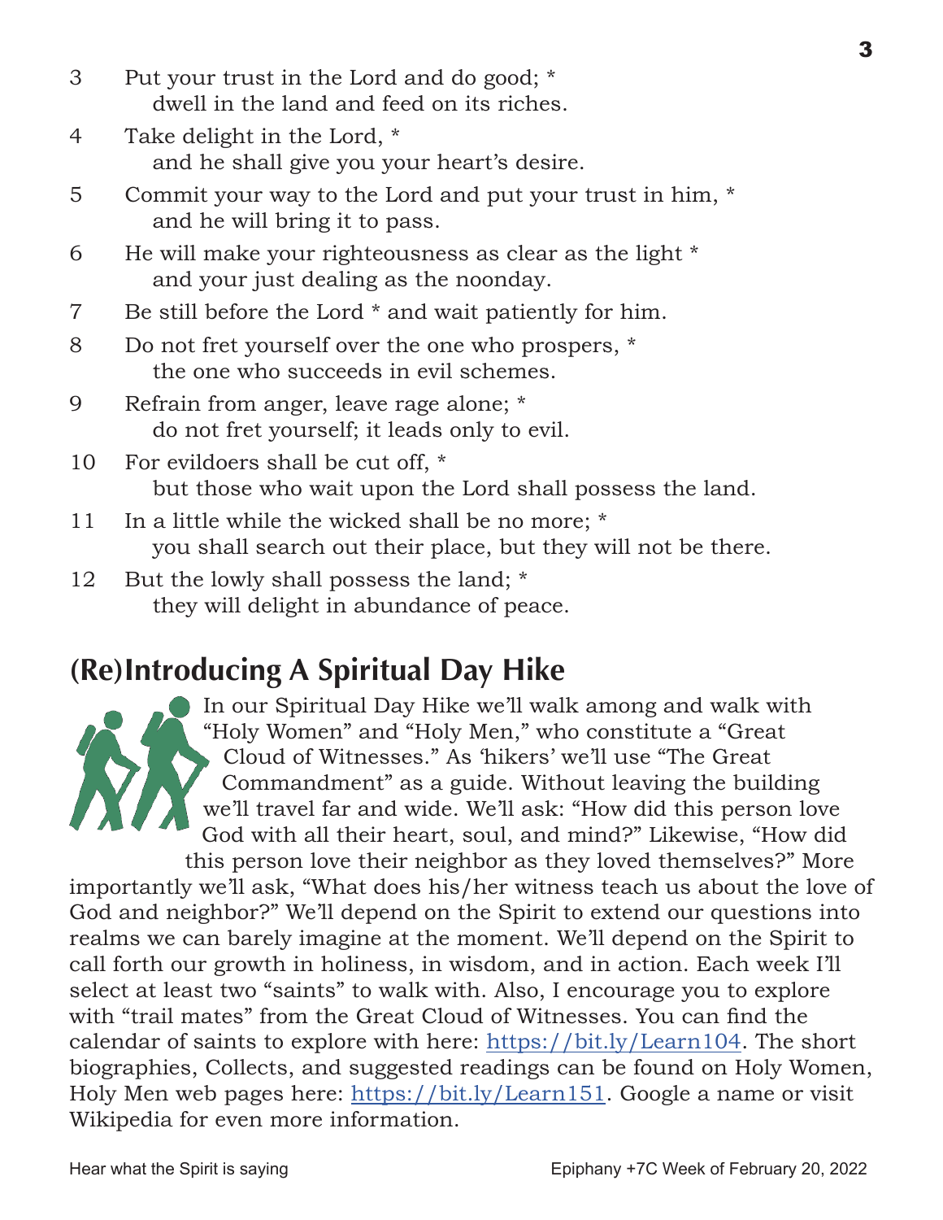3 Put your trust in the Lord and do good; *
dwell in the land and feed on its riches.

4 Take delight in the Lord, *
and he shall give you your heart's desire.

5 Commit your way to the Lord and put your trust in him, *
and he will bring it to pass.

6 He will make your righteousness as clear as the light *
and your just dealing as the noonday.

7 Be still before the Lord * and wait patiently for him.

8 Do not fret yourself over the one who prospers, *
the one who succeeds in evil schemes.

9 Refrain from anger, leave rage alone; *
do not fret yourself; it leads only to evil.

10 For evildoers shall be cut off, *
but those who wait upon the Lord shall possess the land.

11 In a little while the wicked shall be no more; *
you shall search out their place, but they will not be there.

12 But the lowly shall possess the land; *
they will delight in abundance of peace.

## (Re)Introducing A Spiritual Day Hike

In our Spiritual Day Hike we'll walk among and walk with "Holy Women" and "Holy Men," who constitute a "Great Cloud of Witnesses." As 'hikers' we'll use "The Great Commandment" as a guide. Without leaving the building we'll travel far and wide. We'll ask: "How did this person love God with all their heart, soul, and mind?" Likewise, "How did this person love their neighbor as they loved themselves?" More importantly we'll ask, "What does his/her witness teach us about the love of God and neighbor?" We'll depend on the Spirit to extend our questions into realms we can barely imagine at the moment. We'll depend on the Spirit to call forth our growth in holiness, in wisdom, and in action. Each week I'll select at least two "saints" to walk with. Also, I encourage you to explore with "trail mates" from the Great Cloud of Witnesses. You can find the calendar of saints to explore with here: https://bit.ly/Learn104. The short biographies, Collects, and suggested readings can be found on Holy Women, Holy Men web pages here: https://bit.ly/Learn151. Google a name or visit Wikipedia for even more information.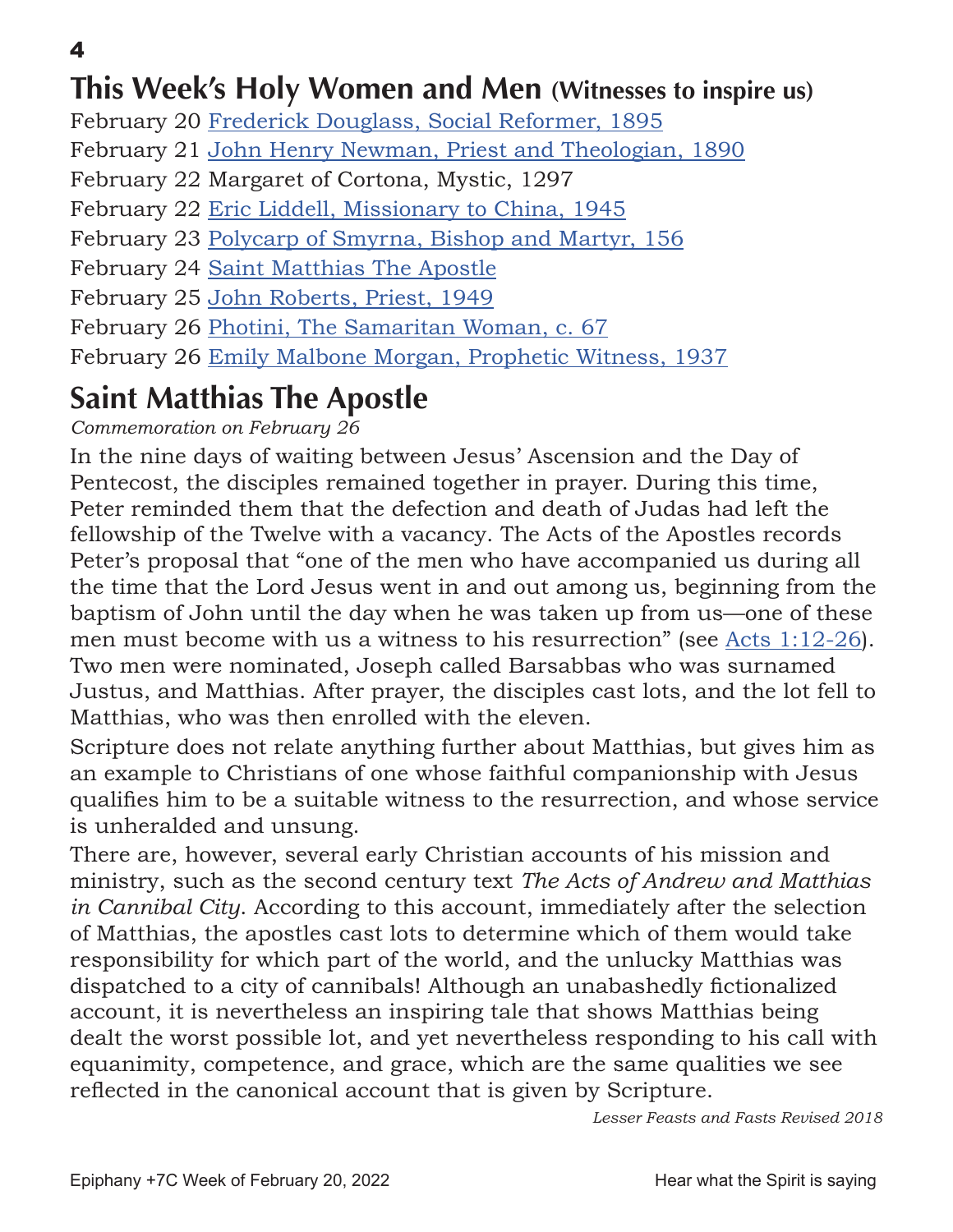## This Week's Holy Women and Men (Witnesses to inspire us)

February 20 Frederick Douglass, Social Reformer, 1895
February 21 John Henry Newman, Priest and Theologian, 1890
February 22 Margaret of Cortona, Mystic, 1297
February 22 Eric Liddell, Missionary to China, 1945
February 23 Polycarp of Smyrna, Bishop and Martyr, 156
February 24 Saint Matthias The Apostle
February 25 John Roberts, Priest, 1949
February 26 Photini, The Samaritan Woman, c. 67
February 26 Emily Malbone Morgan, Prophetic Witness, 1937

## Saint Matthias The Apostle

*Commemoration on February 26*

In the nine days of waiting between Jesus' Ascension and the Day of Pentecost, the disciples remained together in prayer. During this time, Peter reminded them that the defection and death of Judas had left the fellowship of the Twelve with a vacancy. The Acts of the Apostles records Peter's proposal that "one of the men who have accompanied us during all the time that the Lord Jesus went in and out among us, beginning from the baptism of John until the day when he was taken up from us—one of these men must become with us a witness to his resurrection" (see Acts 1:12-26). Two men were nominated, Joseph called Barsabbas who was surnamed Justus, and Matthias. After prayer, the disciples cast lots, and the lot fell to Matthias, who was then enrolled with the eleven.

Scripture does not relate anything further about Matthias, but gives him as an example to Christians of one whose faithful companionship with Jesus qualifies him to be a suitable witness to the resurrection, and whose service is unheralded and unsung.

There are, however, several early Christian accounts of his mission and ministry, such as the second century text *The Acts of Andrew and Matthias in Cannibal City*. According to this account, immediately after the selection of Matthias, the apostles cast lots to determine which of them would take responsibility for which part of the world, and the unlucky Matthias was dispatched to a city of cannibals! Although an unabashedly fictionalized account, it is nevertheless an inspiring tale that shows Matthias being dealt the worst possible lot, and yet nevertheless responding to his call with equanimity, competence, and grace, which are the same qualities we see reflected in the canonical account that is given by Scripture.

*Lesser Feasts and Fasts Revised 2018*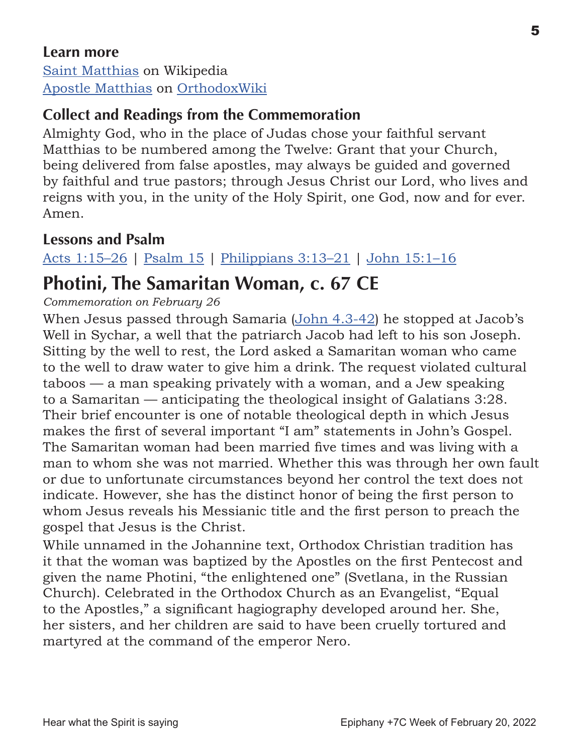### Learn more

Saint Matthias on Wikipedia
Apostle Matthias on OrthodoxWiki

### Collect and Readings from the Commemoration

Almighty God, who in the place of Judas chose your faithful servant Matthias to be numbered among the Twelve: Grant that your Church, being delivered from false apostles, may always be guided and governed by faithful and true pastors; through Jesus Christ our Lord, who lives and reigns with you, in the unity of the Holy Spirit, one God, now and for ever. Amen.

### Lessons and Psalm

Acts 1:15–26 | Psalm 15 | Philippians 3:13–21 | John 15:1–16

## Photini, The Samaritan Woman, c. 67 CE

*Commemoration on February 26*

When Jesus passed through Samaria (John 4.3-42) he stopped at Jacob's Well in Sychar, a well that the patriarch Jacob had left to his son Joseph. Sitting by the well to rest, the Lord asked a Samaritan woman who came to the well to draw water to give him a drink. The request violated cultural taboos — a man speaking privately with a woman, and a Jew speaking to a Samaritan — anticipating the theological insight of Galatians 3:28. Their brief encounter is one of notable theological depth in which Jesus makes the first of several important "I am" statements in John's Gospel. The Samaritan woman had been married five times and was living with a man to whom she was not married. Whether this was through her own fault or due to unfortunate circumstances beyond her control the text does not indicate. However, she has the distinct honor of being the first person to whom Jesus reveals his Messianic title and the first person to preach the gospel that Jesus is the Christ.

While unnamed in the Johannine text, Orthodox Christian tradition has it that the woman was baptized by the Apostles on the first Pentecost and given the name Photini, "the enlightened one" (Svetlana, in the Russian Church). Celebrated in the Orthodox Church as an Evangelist, "Equal to the Apostles," a significant hagiography developed around her. She, her sisters, and her children are said to have been cruelly tortured and martyred at the command of the emperor Nero.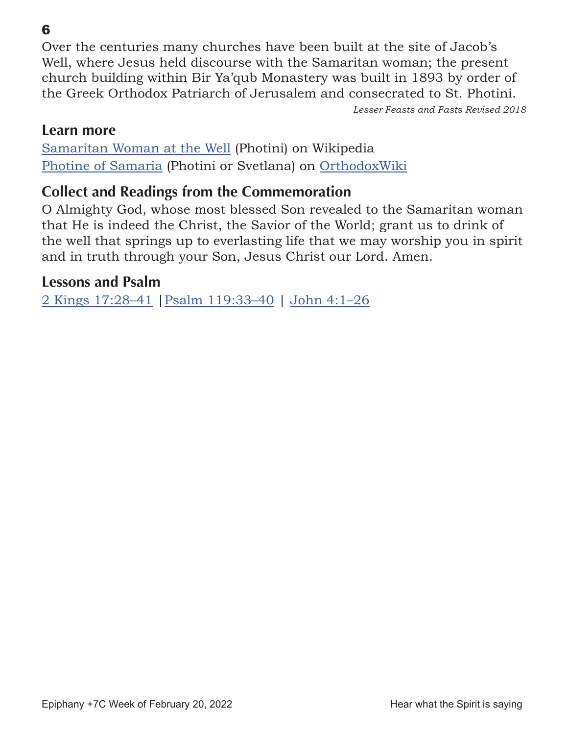Over the centuries many churches have been built at the site of Jacob's Well, where Jesus held discourse with the Samaritan woman; the present church building within Bir Ya'qub Monastery was built in 1893 by order of the Greek Orthodox Patriarch of Jerusalem and consecrated to St. Photini.

*Lesser Feasts and Fasts Revised 2018*

## Learn more

Samaritan Woman at the Well (Photini) on Wikipedia
Photine of Samaria (Photini or Svetlana) on OrthodoxWiki

## Collect and Readings from the Commemoration

O Almighty God, whose most blessed Son revealed to the Samaritan woman that He is indeed the Christ, the Savior of the World; grant us to drink of the well that springs up to everlasting life that we may worship you in spirit and in truth through your Son, Jesus Christ our Lord. Amen.

## Lessons and Psalm

2 Kings 17:28–41 | Psalm 119:33–40 | John 4:1–26